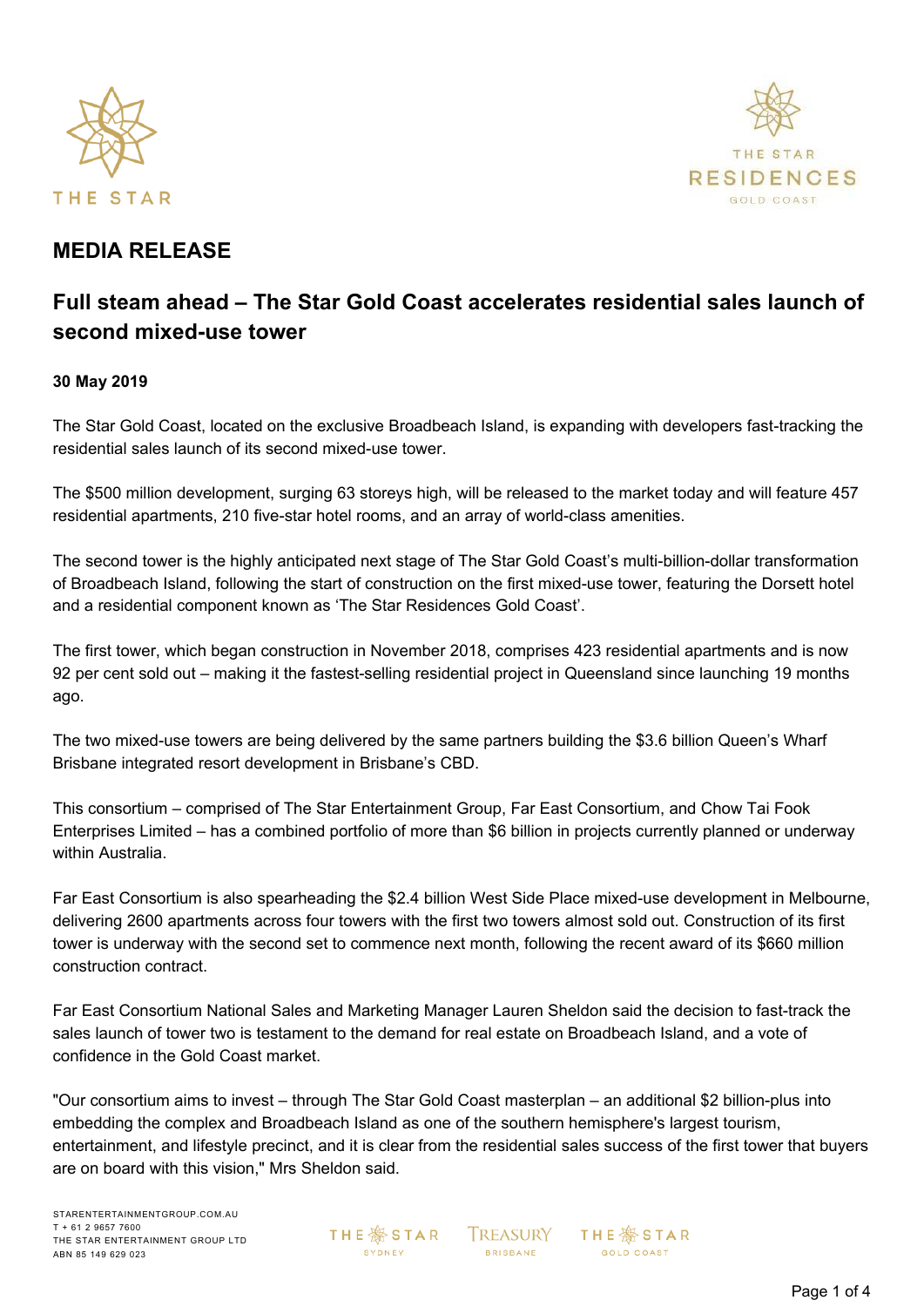# MEDIA RELEASE

## Full steam ahead – The Star Gold Coast accelerates residential sales launch of second mixed-use tower

**30 May 2019**

The Star Gold Coast, located on the exclusive Broadbeach Island, is expanding with developers fast-tracking the residential sales launch of its second mixed-use tower.

The $500 million development, surging 63 storeys high, will be released to the market today and will feature 457 residential apartments, 210 five-star hotel rooms, and an array of world-class amenities.

The second tower is the highly anticipated next stage of The Star Gold Coast's multi-billion-dollar transformation of Broadbeach Island, following the start of construction on the first mixed-use tower, featuring the Dorsett hotel and a residential component known as 'The Star Residences Gold Coast'.

The first tower, which began construction in November 2018, comprises 423 residential apartments and is now 92 per cent sold out – making it the fastest-selling residential project in Queensland since launching 19 months ago.

The two mixed-use towers are being delivered by the same partners building the $3.6 billion Queen's Wharf Brisbane integrated resort development in Brisbane's CBD.

This consortium – comprised of The Star Entertainment Group, Far East Consortium, and Chow Tai Fook Enterprises Limited – has a combined portfolio of more than $6 billion in projects currently planned or underway within Australia.

Far East Consortium is also spearheading the $2.4 billion West Side Place mixed-use development in Melbourne, delivering 2600 apartments across four towers with the first two towers almost sold out. Construction of its first tower is underway with the second set to commence next month, following the recent award of its $660 million construction contract.

Far East Consortium National Sales and Marketing Manager Lauren Sheldon said the decision to fast-track the sales launch of tower two is testament to the demand for real estate on Broadbeach Island, and a vote of confidence in the Gold Coast market.

"Our consortium aims to invest – through The Star Gold Coast masterplan – an additional $2 billion-plus into embedding the complex and Broadbeach Island as one of the southern hemisphere's largest tourism, entertainment, and lifestyle precinct, and it is clear from the residential sales success of the first tower that buyers are on board with this vision," Mrs Sheldon said.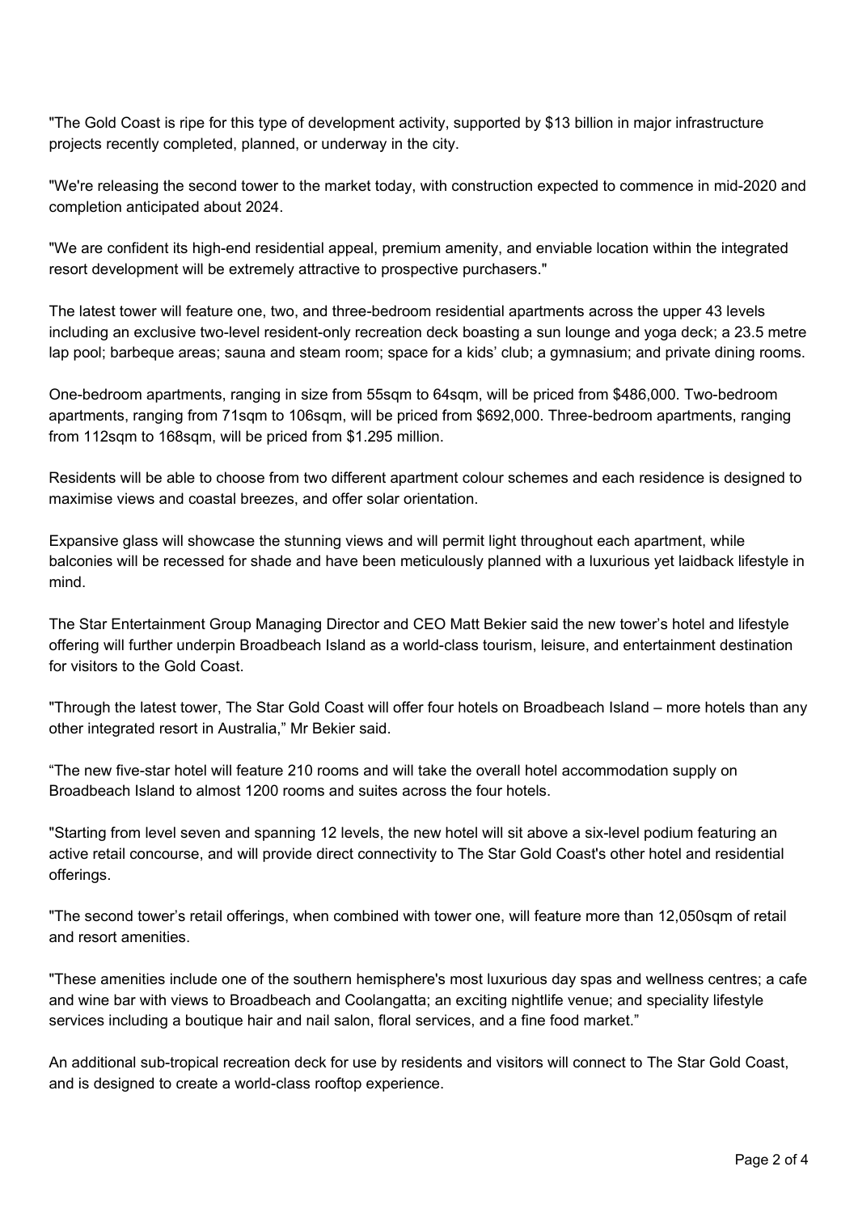"The Gold Coast is ripe for this type of development activity, supported by $13 billion in major infrastructure projects recently completed, planned, or underway in the city.

"We're releasing the second tower to the market today, with construction expected to commence in mid-2020 and completion anticipated about 2024.

"We are confident its high-end residential appeal, premium amenity, and enviable location within the integrated resort development will be extremely attractive to prospective purchasers."

The latest tower will feature one, two, and three-bedroom residential apartments across the upper 43 levels including an exclusive two-level resident-only recreation deck boasting a sun lounge and yoga deck; a 23.5 metre lap pool; barbeque areas; sauna and steam room; space for a kids' club; a gymnasium; and private dining rooms.

One-bedroom apartments, ranging in size from 55sqm to 64sqm, will be priced from $486,000. Two-bedroom apartments, ranging from 71sqm to 106sqm, will be priced from $692,000. Three-bedroom apartments, ranging from 112sqm to 168sqm, will be priced from $1.295 million.

Residents will be able to choose from two different apartment colour schemes and each residence is designed to maximise views and coastal breezes, and offer solar orientation.

Expansive glass will showcase the stunning views and will permit light throughout each apartment, while balconies will be recessed for shade and have been meticulously planned with a luxurious yet laidback lifestyle in mind.

The Star Entertainment Group Managing Director and CEO Matt Bekier said the new tower's hotel and lifestyle offering will further underpin Broadbeach Island as a world-class tourism, leisure, and entertainment destination for visitors to the Gold Coast.

"Through the latest tower, The Star Gold Coast will offer four hotels on Broadbeach Island – more hotels than any other integrated resort in Australia," Mr Bekier said.

"The new five-star hotel will feature 210 rooms and will take the overall hotel accommodation supply on Broadbeach Island to almost 1200 rooms and suites across the four hotels.

"Starting from level seven and spanning 12 levels, the new hotel will sit above a six-level podium featuring an active retail concourse, and will provide direct connectivity to The Star Gold Coast's other hotel and residential offerings.

"The second tower's retail offerings, when combined with tower one, will feature more than 12,050sqm of retail and resort amenities.

"These amenities include one of the southern hemisphere's most luxurious day spas and wellness centres; a cafe and wine bar with views to Broadbeach and Coolangatta; an exciting nightlife venue; and speciality lifestyle services including a boutique hair and nail salon, floral services, and a fine food market."

An additional sub-tropical recreation deck for use by residents and visitors will connect to The Star Gold Coast, and is designed to create a world-class rooftop experience.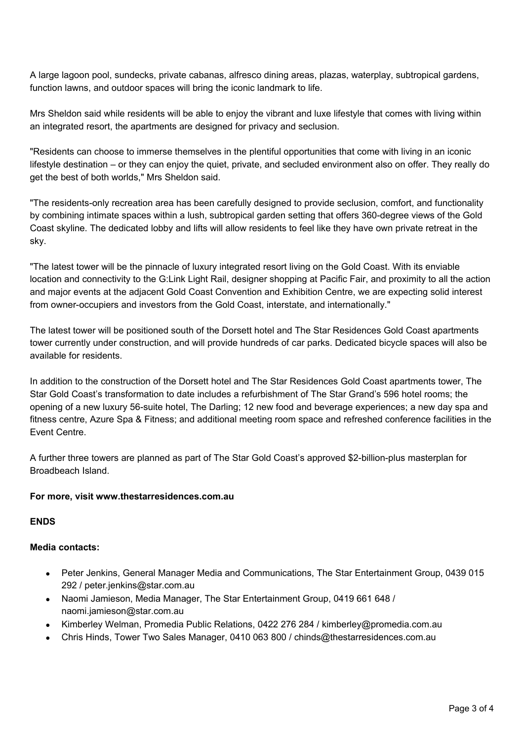A large lagoon pool, sundecks, private cabanas, alfresco dining areas, plazas, waterplay, subtropical gardens, function lawns, and outdoor spaces will bring the iconic landmark to life.

Mrs Sheldon said while residents will be able to enjoy the vibrant and luxe lifestyle that comes with living within an integrated resort, the apartments are designed for privacy and seclusion.

"Residents can choose to immerse themselves in the plentiful opportunities that come with living in an iconic lifestyle destination – or they can enjoy the quiet, private, and secluded environment also on offer. They really do get the best of both worlds," Mrs Sheldon said.

"The residents-only recreation area has been carefully designed to provide seclusion, comfort, and functionality by combining intimate spaces within a lush, subtropical garden setting that offers 360-degree views of the Gold Coast skyline. The dedicated lobby and lifts will allow residents to feel like they have own private retreat in the sky.

"The latest tower will be the pinnacle of luxury integrated resort living on the Gold Coast. With its enviable location and connectivity to the G:Link Light Rail, designer shopping at Pacific Fair, and proximity to all the action and major events at the adjacent Gold Coast Convention and Exhibition Centre, we are expecting solid interest from owner-occupiers and investors from the Gold Coast, interstate, and internationally."

The latest tower will be positioned south of the Dorsett hotel and The Star Residences Gold Coast apartments tower currently under construction, and will provide hundreds of car parks. Dedicated bicycle spaces will also be available for residents.

In addition to the construction of the Dorsett hotel and The Star Residences Gold Coast apartments tower, The Star Gold Coast's transformation to date includes a refurbishment of The Star Grand's 596 hotel rooms; the opening of a new luxury 56-suite hotel, The Darling; 12 new food and beverage experiences; a new day spa and fitness centre, Azure Spa & Fitness; and additional meeting room space and refreshed conference facilities in the Event Centre.

A further three towers are planned as part of The Star Gold Coast's approved $2-billion-plus masterplan for Broadbeach Island.

**For more, visit www.thestarresidences.com.au**

**ENDS**

**Media contacts:**

- Peter Jenkins, General Manager Media and Communications, The Star Entertainment Group, 0439 015 292 / peter.jenkins@star.com.au
- Naomi Jamieson, Media Manager, The Star Entertainment Group, 0419 661 648 / naomi.jamieson@star.com.au
- Kimberley Welman, Promedia Public Relations, 0422 276 284 / kimberley@promedia.com.au
- Chris Hinds, Tower Two Sales Manager, 0410 063 800 / chinds@thestarresidences.com.au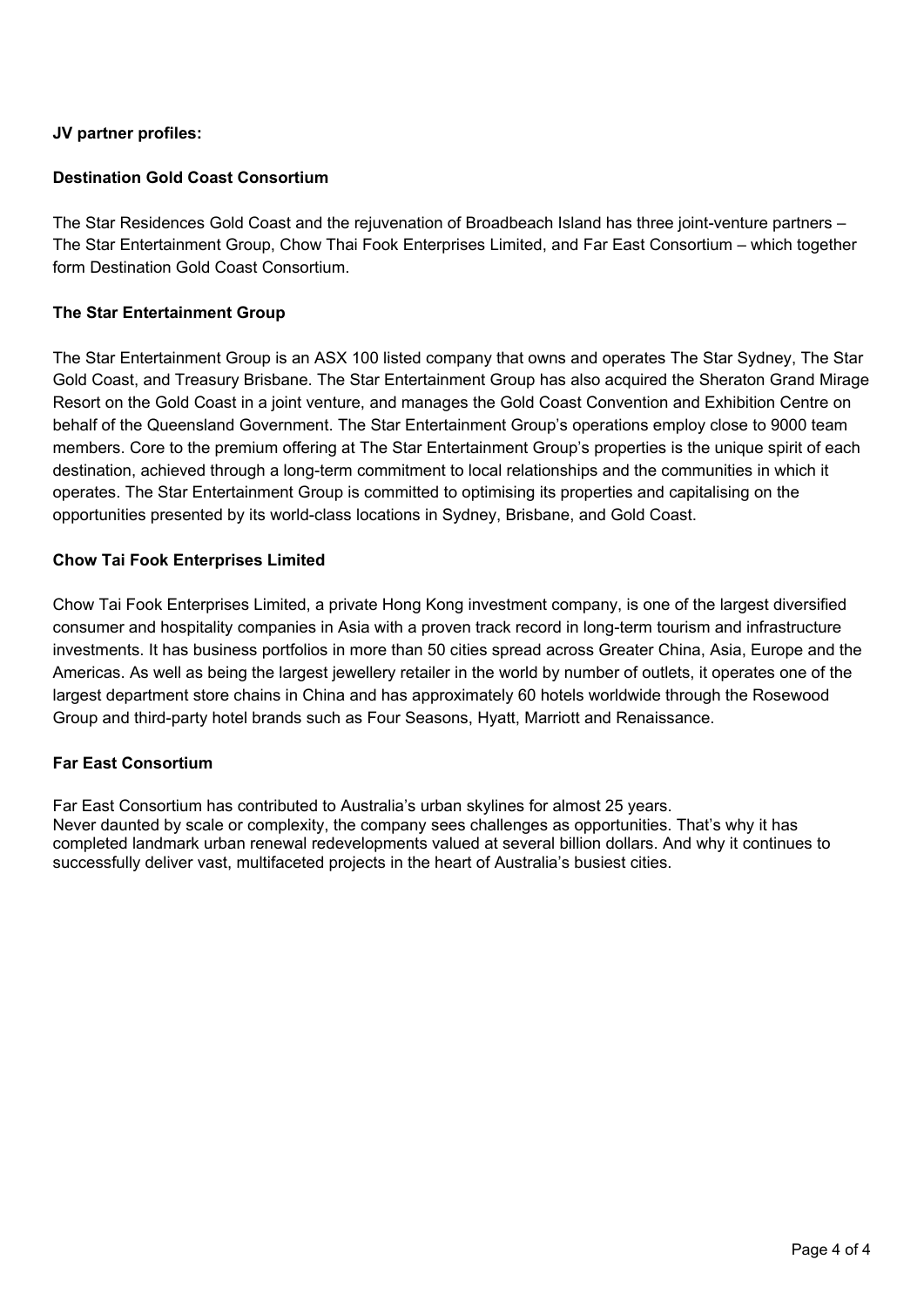**JV partner profiles:**

**Destination Gold Coast Consortium**

The Star Residences Gold Coast and the rejuvenation of Broadbeach Island has three joint-venture partners – The Star Entertainment Group, Chow Thai Fook Enterprises Limited, and Far East Consortium – which together form Destination Gold Coast Consortium.

**The Star Entertainment Group**

The Star Entertainment Group is an ASX 100 listed company that owns and operates The Star Sydney, The Star Gold Coast, and Treasury Brisbane. The Star Entertainment Group has also acquired the Sheraton Grand Mirage Resort on the Gold Coast in a joint venture, and manages the Gold Coast Convention and Exhibition Centre on behalf of the Queensland Government. The Star Entertainment Group's operations employ close to 9000 team members. Core to the premium offering at The Star Entertainment Group's properties is the unique spirit of each destination, achieved through a long-term commitment to local relationships and the communities in which it operates. The Star Entertainment Group is committed to optimising its properties and capitalising on the opportunities presented by its world-class locations in Sydney, Brisbane, and Gold Coast.

**Chow Tai Fook Enterprises Limited**

Chow Tai Fook Enterprises Limited, a private Hong Kong investment company, is one of the largest diversified consumer and hospitality companies in Asia with a proven track record in long-term tourism and infrastructure investments. It has business portfolios in more than 50 cities spread across Greater China, Asia, Europe and the Americas. As well as being the largest jewellery retailer in the world by number of outlets, it operates one of the largest department store chains in China and has approximately 60 hotels worldwide through the Rosewood Group and third-party hotel brands such as Four Seasons, Hyatt, Marriott and Renaissance.

**Far East Consortium**

Far East Consortium has contributed to Australia's urban skylines for almost 25 years.
Never daunted by scale or complexity, the company sees challenges as opportunities. That's why it has completed landmark urban renewal redevelopments valued at several billion dollars. And why it continues to successfully deliver vast, multifaceted projects in the heart of Australia's busiest cities.